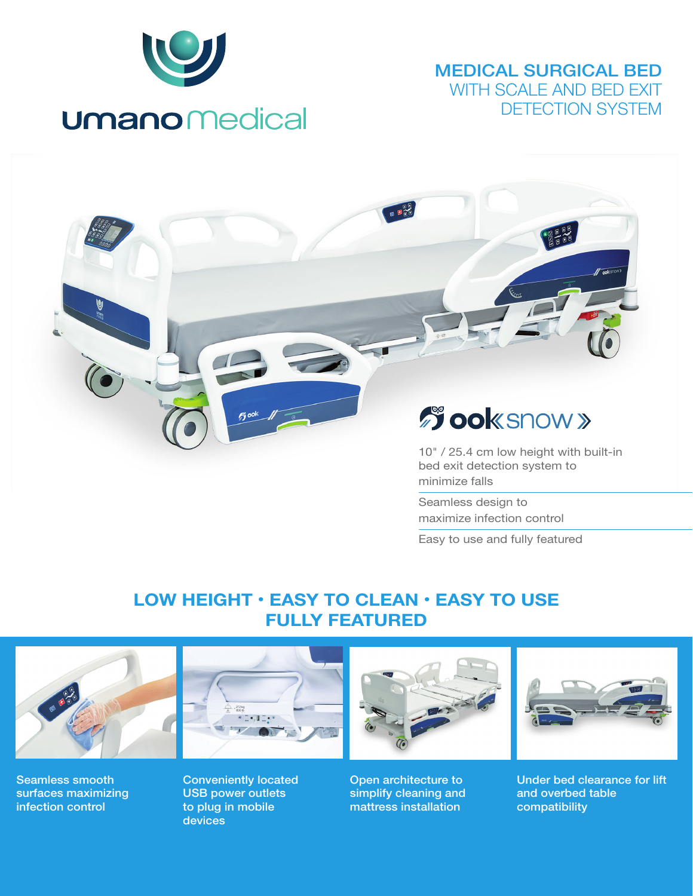# umano medical

## MEDICAL SURGICAL BED
WITH SCALE AND BED EXIT DETECTION SYSTEM

## ook snow »

10" / 25.4 cm low height with built-in bed exit detection system to minimize falls

Seamless design to maximize infection control

Easy to use and fully featured

## LOW HEIGHT • EASY TO CLEAN • EASY TO USE FULLY FEATURED

Seamless smooth surfaces maximizing infection control

Conveniently located USB power outlets to plug in mobile devices

Open architecture to simplify cleaning and mattress installation

Under bed clearance for lift and overbed table compatibility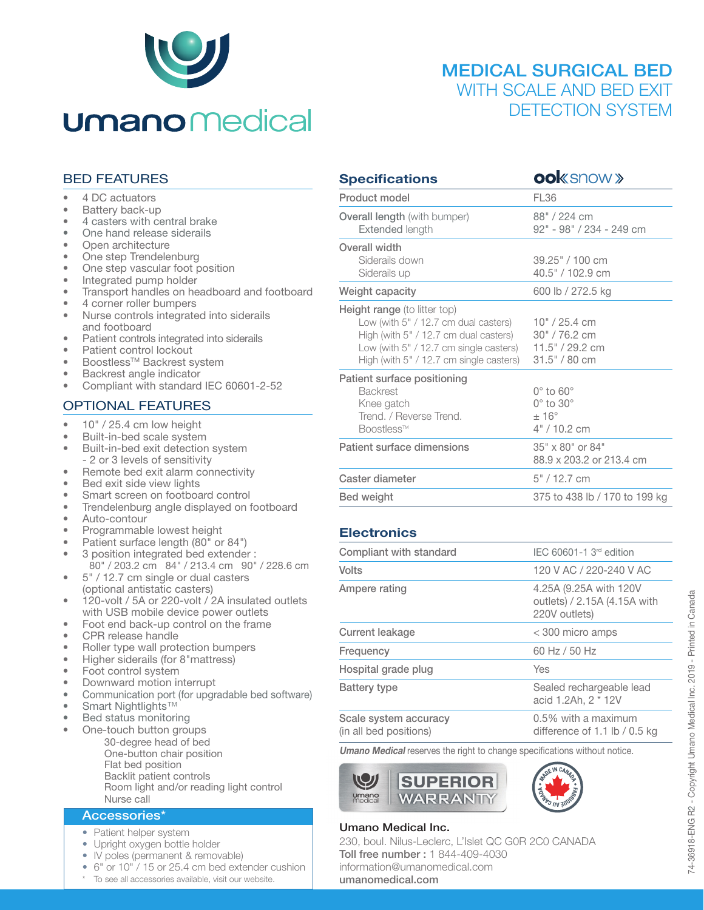# umano medical

## MEDICAL SURGICAL BED
WITH SCALE AND BED EXIT DETECTION SYSTEM

## BED FEATURES

- 4 DC actuators
- Battery back-up
- 4 casters with central brake
- One hand release siderails
- Open architecture
- One step Trendelenburg
- One step vascular foot position
- Integrated pump holder
- Transport handles on headboard and footboard
- 4 corner roller bumpers
- Nurse controls integrated into siderails and footboard
- Patient controls integrated into siderails
- Patient control lockout
- Boostless™ Backrest system
- Backrest angle indicator
- Compliant with standard IEC 60601-2-52

## OPTIONAL FEATURES

- 10" / 25.4 cm low height
- Built-in-bed scale system
- Built-in-bed exit detection system
  - 2 or 3 levels of sensitivity
- Remote bed exit alarm connectivity
- Bed exit side view lights
- Smart screen on footboard control
- Trendelenburg angle displayed on footboard
- Auto-contour
- Programmable lowest height
- Patient surface length (80" or 84")
- 3 position integrated bed extender :
  80" / 203.2 cm 84" / 213.4 cm 90" / 228.6 cm
- 5" / 12.7 cm single or dual casters (optional antistatic casters)
- 120-volt / 5A or 220-volt / 2A insulated outlets with USB mobile device power outlets
- Foot end back-up control on the frame
- CPR release handle
- Roller type wall protection bumpers
- Higher siderails (for 8"mattress)
- Foot control system
- Downward motion interrupt
- Communication port (for upgradable bed software)
- Smart Nightlights™
- Bed status monitoring
- One-touch button groups
  - 30-degree head of bed
  - One-button chair position
  - Flat bed position
  - Backlit patient controls
  - Room light and/or reading light control
  - Nurse call

## Accessories*

- Patient helper system
- Upright oxygen bottle holder
- IV poles (permanent & removable)
- 6" or 10" / 15 or 25.4 cm bed extender cushion

\* To see all accessories available, visit our website.

## Specifications

| Specifications | ook«snow» |
|---|---|
| Product model | FL36 |
| Overall length (with bumper)<br>Extended length | 88" / 224 cm<br>92" - 98" / 234 - 249 cm |
| Overall width<br>Siderails down<br>Siderails up | <br>39.25" / 100 cm<br>40.5" / 102.9 cm |
| Weight capacity | 600 lb / 272.5 kg |
| Height range (to litter top)<br>Low (with 5" / 12.7 cm dual casters)<br>High (with 5" / 12.7 cm dual casters)<br>Low (with 5" / 12.7 cm single casters)<br>High (with 5" / 12.7 cm single casters) | <br>10" / 25.4 cm<br>30" / 76.2 cm<br>11.5" / 29.2 cm<br>31.5" / 80 cm |
| Patient surface positioning<br>Backrest<br>Knee gatch<br>Trend. / Reverse Trend.<br>Boostless™ | <br>0° to 60°<br>0° to 30°<br>± 16°<br>4" / 10.2 cm |
| Patient surface dimensions | 35" x 80" or 84"<br>88.9 x 203.2 or 213.4 cm |
| Caster diameter | 5" / 12.7 cm |
| Bed weight | 375 to 438 lb / 170 to 199 kg |

## Electronics

| | |
|---|---|
| Compliant with standard | IEC 60601-1 3rd edition |
| Volts | 120 V AC / 220-240 V AC |
| Ampere rating | 4.25A (9.25A with 120V outlets) / 2.15A (4.15A with 220V outlets) |
| Current leakage | < 300 micro amps |
| Frequency | 60 Hz / 50 Hz |
| Hospital grade plug | Yes |
| Battery type | Sealed rechargeable lead acid 1.2Ah, 2 * 12V |
| Scale system accuracy (in all bed positions) | 0.5% with a maximum difference of 1.1 lb / 0.5 kg |

***Umano Medical*** reserves the right to change specifications without notice.

SUPERIOR WARRANTY

MADE IN CANADA · FABRIQUÉ AU CANADA

**Umano Medical Inc.**
230, boul. Nilus-Leclerc, L'Islet QC G0R 2C0 CANADA
**Toll free number :** 1 844-409-4030
information@umanomedical.com
**umanomedical.com**

74-36918-ENG R2 - Copyright Umano Medical Inc. 2019 - Printed in Canada